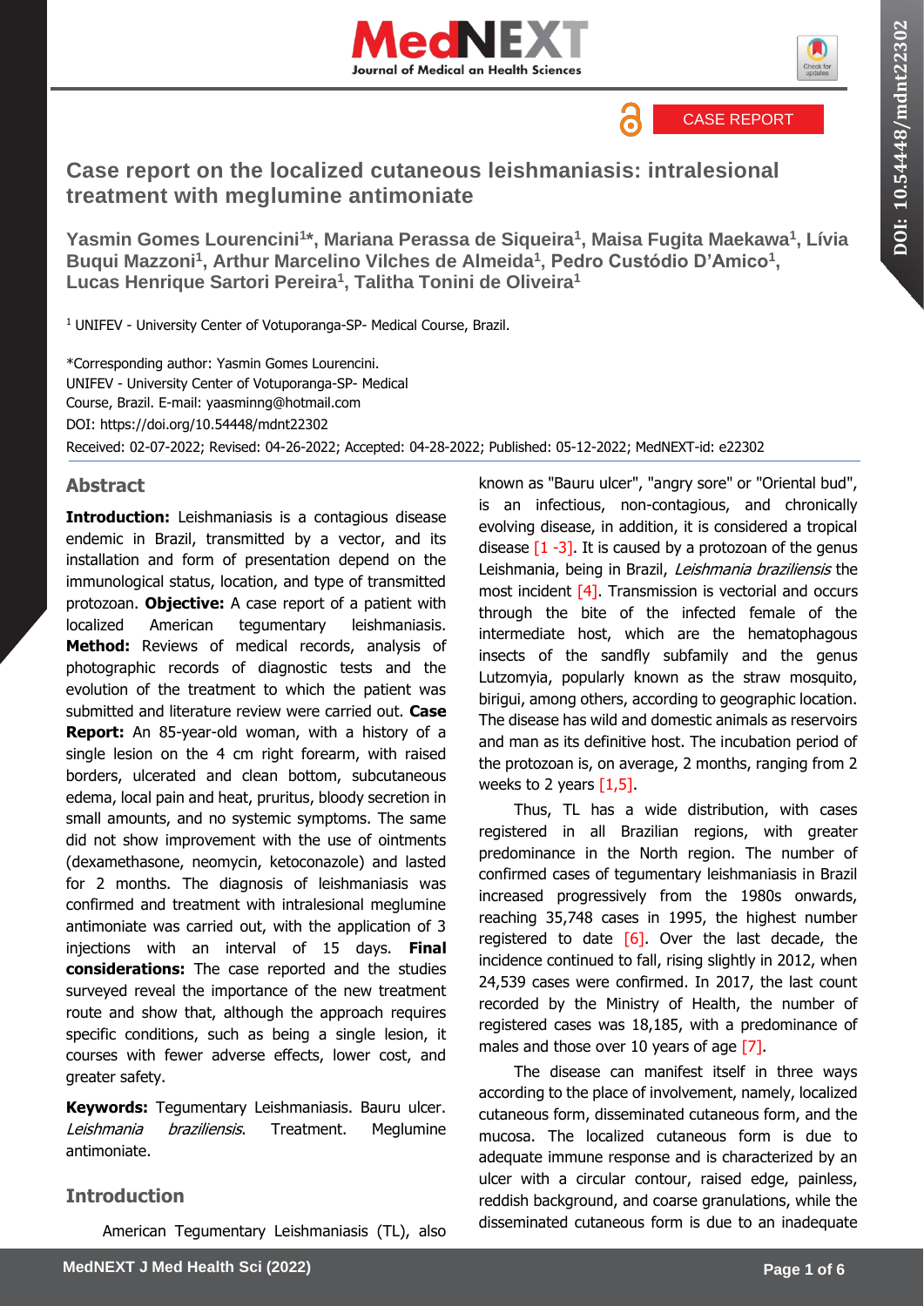CASE REPORT

# Case report on the localized cutaneous leishmaniasis: intralesional treatment with meglumine antimoniate

**Yasmin Gomes Lourencini[1]*, Mariana Perassa de Siqueira[1], Maisa Fugita Maekawa[1], Lívia Buqui Mazzoni[1], Arthur Marcelino Vilches de Almeida[1], Pedro Custódio D'Amico[1], Lucas Henrique Sartori Pereira[1], Talitha Tonini de Oliveira[1]**

[1] UNIFEV - University Center of Votuporanga-SP- Medical Course, Brazil.

*Corresponding author: Yasmin Gomes Lourencini. UNIFEV - University Center of Votuporanga-SP- Medical Course, Brazil. E-mail: yaasminng@hotmail.com

DOI: https://doi.org/10.54448/mdnt22302

Received: 02-07-2022; Revised: 04-26-2022; Accepted: 04-28-2022; Published: 05-12-2022; MedNEXT-id: e22302

## Abstract

**Introduction:** Leishmaniasis is a contagious disease endemic in Brazil, transmitted by a vector, and its installation and form of presentation depend on the immunological status, location, and type of transmitted protozoan. **Objective:** A case report of a patient with localized American tegumentary leishmaniasis. **Method:** Reviews of medical records, analysis of photographic records of diagnostic tests and the evolution of the treatment to which the patient was submitted and literature review were carried out. **Case Report:** An 85-year-old woman, with a history of a single lesion on the 4 cm right forearm, with raised borders, ulcerated and clean bottom, subcutaneous edema, local pain and heat, pruritus, bloody secretion in small amounts, and no systemic symptoms. The same did not show improvement with the use of ointments (dexamethasone, neomycin, ketoconazole) and lasted for 2 months. The diagnosis of leishmaniasis was confirmed and treatment with intralesional meglumine antimoniate was carried out, with the application of 3 injections with an interval of 15 days. **Final considerations:** The case reported and the studies surveyed reveal the importance of the new treatment route and show that, although the approach requires specific conditions, such as being a single lesion, it courses with fewer adverse effects, lower cost, and greater safety.

**Keywords:** Tegumentary Leishmaniasis. Bauru ulcer. *Leishmania braziliensis*. Treatment. Meglumine antimoniate.

## Introduction

American Tegumentary Leishmaniasis (TL), also known as "Bauru ulcer", "angry sore" or "Oriental bud", is an infectious, non-contagious, and chronically evolving disease, in addition, it is considered a tropical disease [1 -3]. It is caused by a protozoan of the genus Leishmania, being in Brazil, *Leishmania braziliensis* the most incident [4]. Transmission is vectorial and occurs through the bite of the infected female of the intermediate host, which are the hematophagous insects of the sandfly subfamily and the genus Lutzomyia, popularly known as the straw mosquito, birigui, among others, according to geographic location. The disease has wild and domestic animals as reservoirs and man as its definitive host. The incubation period of the protozoan is, on average, 2 months, ranging from 2 weeks to 2 years [1,5].

Thus, TL has a wide distribution, with cases registered in all Brazilian regions, with greater predominance in the North region. The number of confirmed cases of tegumentary leishmaniasis in Brazil increased progressively from the 1980s onwards, reaching 35,748 cases in 1995, the highest number registered to date [6]. Over the last decade, the incidence continued to fall, rising slightly in 2012, when 24,539 cases were confirmed. In 2017, the last count recorded by the Ministry of Health, the number of registered cases was 18,185, with a predominance of males and those over 10 years of age [7].

The disease can manifest itself in three ways according to the place of involvement, namely, localized cutaneous form, disseminated cutaneous form, and the mucosa. The localized cutaneous form is due to adequate immune response and is characterized by an ulcer with a circular contour, raised edge, painless, reddish background, and coarse granulations, while the disseminated cutaneous form is due to an inadequate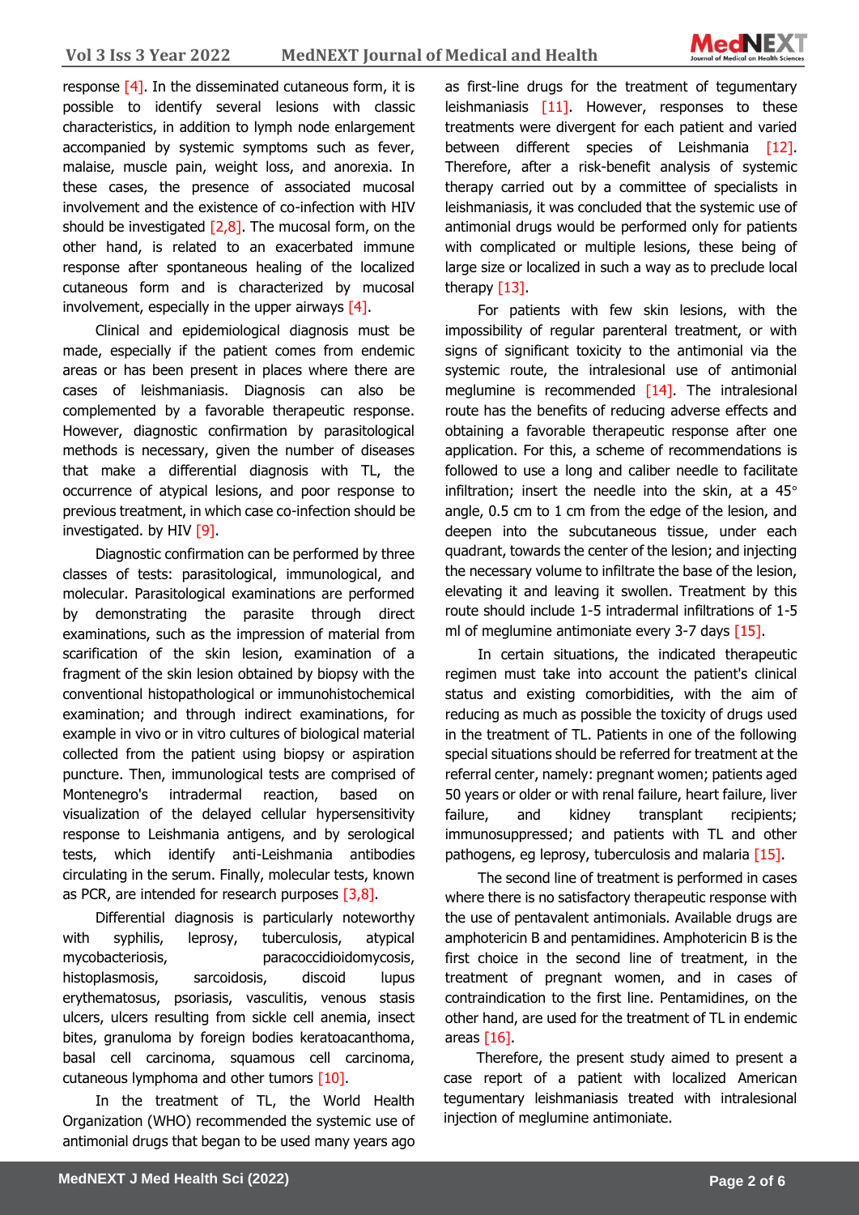response [4]. In the disseminated cutaneous form, it is possible to identify several lesions with classic characteristics, in addition to lymph node enlargement accompanied by systemic symptoms such as fever, malaise, muscle pain, weight loss, and anorexia. In these cases, the presence of associated mucosal involvement and the existence of co-infection with HIV should be investigated [2,8]. The mucosal form, on the other hand, is related to an exacerbated immune response after spontaneous healing of the localized cutaneous form and is characterized by mucosal involvement, especially in the upper airways [4].

Clinical and epidemiological diagnosis must be made, especially if the patient comes from endemic areas or has been present in places where there are cases of leishmaniasis. Diagnosis can also be complemented by a favorable therapeutic response. However, diagnostic confirmation by parasitological methods is necessary, given the number of diseases that make a differential diagnosis with TL, the occurrence of atypical lesions, and poor response to previous treatment, in which case co-infection should be investigated. by HIV [9].

Diagnostic confirmation can be performed by three classes of tests: parasitological, immunological, and molecular. Parasitological examinations are performed by demonstrating the parasite through direct examinations, such as the impression of material from scarification of the skin lesion, examination of a fragment of the skin lesion obtained by biopsy with the conventional histopathological or immunohistochemical examination; and through indirect examinations, for example in vivo or in vitro cultures of biological material collected from the patient using biopsy or aspiration puncture. Then, immunological tests are comprised of Montenegro's intradermal reaction, based on visualization of the delayed cellular hypersensitivity response to Leishmania antigens, and by serological tests, which identify anti-Leishmania antibodies circulating in the serum. Finally, molecular tests, known as PCR, are intended for research purposes [3,8].

Differential diagnosis is particularly noteworthy with syphilis, leprosy, tuberculosis, atypical mycobacteriosis, paracoccidioidomycosis, histoplasmosis, sarcoidosis, discoid lupus erythematosus, psoriasis, vasculitis, venous stasis ulcers, ulcers resulting from sickle cell anemia, insect bites, granuloma by foreign bodies keratoacanthoma, basal cell carcinoma, squamous cell carcinoma, cutaneous lymphoma and other tumors [10].

In the treatment of TL, the World Health Organization (WHO) recommended the systemic use of antimonial drugs that began to be used many years ago as first-line drugs for the treatment of tegumentary leishmaniasis [11]. However, responses to these treatments were divergent for each patient and varied between different species of Leishmania [12]. Therefore, after a risk-benefit analysis of systemic therapy carried out by a committee of specialists in leishmaniasis, it was concluded that the systemic use of antimonial drugs would be performed only for patients with complicated or multiple lesions, these being of large size or localized in such a way as to preclude local therapy [13].

For patients with few skin lesions, with the impossibility of regular parenteral treatment, or with signs of significant toxicity to the antimonial via the systemic route, the intralesional use of antimonial meglumine is recommended [14]. The intralesional route has the benefits of reducing adverse effects and obtaining a favorable therapeutic response after one application. For this, a scheme of recommendations is followed to use a long and caliber needle to facilitate infiltration; insert the needle into the skin, at a 45° angle, 0.5 cm to 1 cm from the edge of the lesion, and deepen into the subcutaneous tissue, under each quadrant, towards the center of the lesion; and injecting the necessary volume to infiltrate the base of the lesion, elevating it and leaving it swollen. Treatment by this route should include 1-5 intradermal infiltrations of 1-5 ml of meglumine antimoniate every 3-7 days [15].

In certain situations, the indicated therapeutic regimen must take into account the patient's clinical status and existing comorbidities, with the aim of reducing as much as possible the toxicity of drugs used in the treatment of TL. Patients in one of the following special situations should be referred for treatment at the referral center, namely: pregnant women; patients aged 50 years or older or with renal failure, heart failure, liver failure, and kidney transplant recipients; immunosuppressed; and patients with TL and other pathogens, eg leprosy, tuberculosis and malaria [15].

The second line of treatment is performed in cases where there is no satisfactory therapeutic response with the use of pentavalent antimonials. Available drugs are amphotericin B and pentamidines. Amphotericin B is the first choice in the second line of treatment, in the treatment of pregnant women, and in cases of contraindication to the first line. Pentamidines, on the other hand, are used for the treatment of TL in endemic areas [16].

Therefore, the present study aimed to present a case report of a patient with localized American tegumentary leishmaniasis treated with intralesional injection of meglumine antimoniate.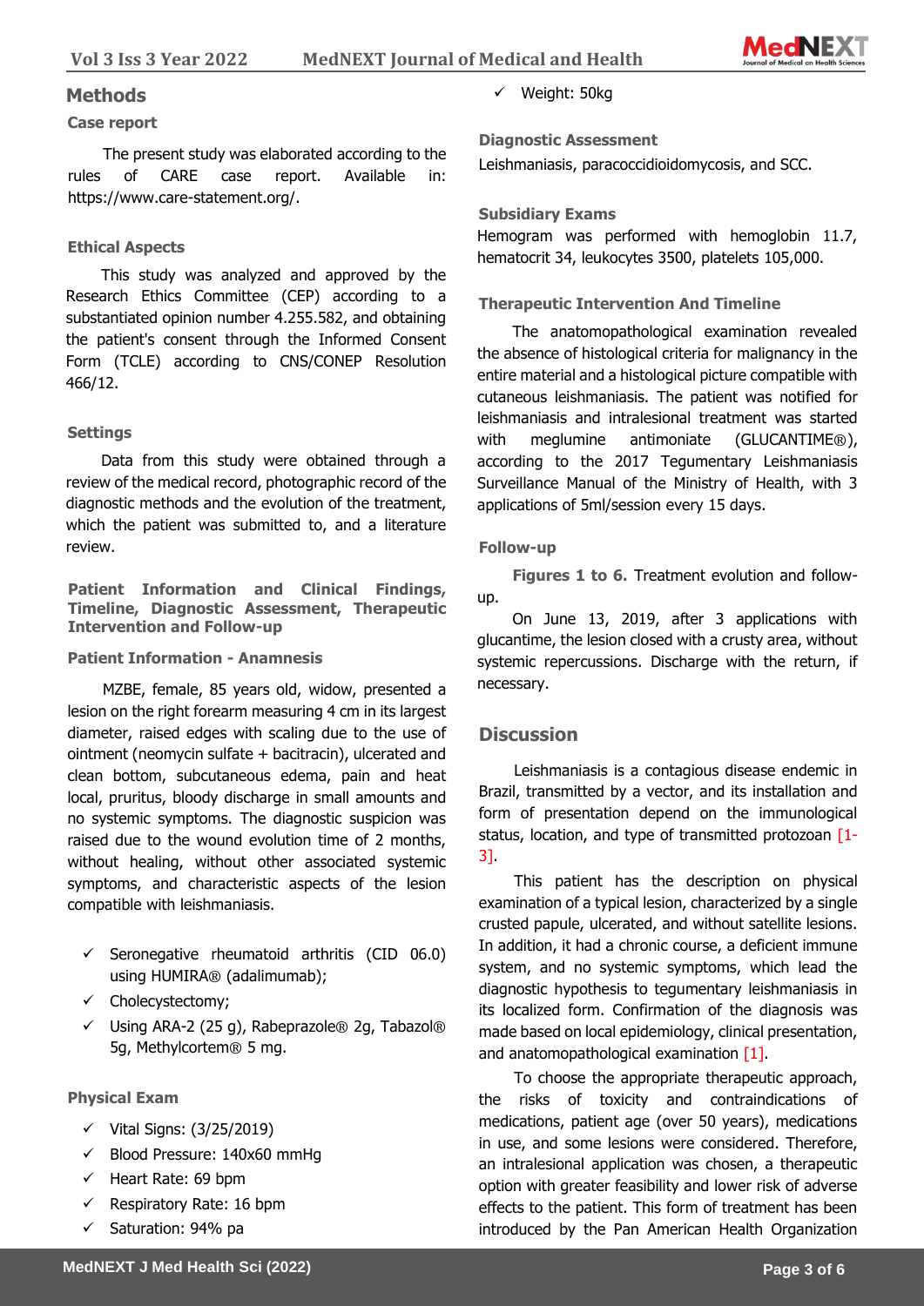## Methods

### Case report

The present study was elaborated according to the rules of CARE case report. Available in: https://www.care-statement.org/.

### Ethical Aspects

This study was analyzed and approved by the Research Ethics Committee (CEP) according to a substantiated opinion number 4.255.582, and obtaining the patient's consent through the Informed Consent Form (TCLE) according to CNS/CONEP Resolution 466/12.

### Settings

Data from this study were obtained through a review of the medical record, photographic record of the diagnostic methods and the evolution of the treatment, which the patient was submitted to, and a literature review.

### Patient Information and Clinical Findings, Timeline, Diagnostic Assessment, Therapeutic Intervention and Follow-up

### Patient Information - Anamnesis

MZBE, female, 85 years old, widow, presented a lesion on the right forearm measuring 4 cm in its largest diameter, raised edges with scaling due to the use of ointment (neomycin sulfate + bacitracin), ulcerated and clean bottom, subcutaneous edema, pain and heat local, pruritus, bloody discharge in small amounts and no systemic symptoms. The diagnostic suspicion was raised due to the wound evolution time of 2 months, without healing, without other associated systemic symptoms, and characteristic aspects of the lesion compatible with leishmaniasis.

- ✓ Seronegative rheumatoid arthritis (CID 06.0) using HUMIRA® (adalimumab);
- ✓ Cholecystectomy;
- ✓ Using ARA-2 (25 g), Rabeprazole® 2g, Tabazol® 5g, Methylcortem® 5 mg.

### Physical Exam

- ✓ Vital Signs: (3/25/2019)
- ✓ Blood Pressure: 140x60 mmHg
- ✓ Heart Rate: 69 bpm
- ✓ Respiratory Rate: 16 bpm
- ✓ Saturation: 94% pa
- ✓ Weight: 50kg

### Diagnostic Assessment

Leishmaniasis, paracoccidioidomycosis, and SCC.

### Subsidiary Exams

Hemogram was performed with hemoglobin 11.7, hematocrit 34, leukocytes 3500, platelets 105,000.

### Therapeutic Intervention And Timeline

The anatomopathological examination revealed the absence of histological criteria for malignancy in the entire material and a histological picture compatible with cutaneous leishmaniasis. The patient was notified for leishmaniasis and intralesional treatment was started with meglumine antimoniate (GLUCANTIME®), according to the 2017 Tegumentary Leishmaniasis Surveillance Manual of the Ministry of Health, with 3 applications of 5ml/session every 15 days.

### Follow-up

**Figures 1 to 6.** Treatment evolution and follow-up.

On June 13, 2019, after 3 applications with glucantime, the lesion closed with a crusty area, without systemic repercussions. Discharge with the return, if necessary.

## Discussion

Leishmaniasis is a contagious disease endemic in Brazil, transmitted by a vector, and its installation and form of presentation depend on the immunological status, location, and type of transmitted protozoan [1-3].

This patient has the description on physical examination of a typical lesion, characterized by a single crusted papule, ulcerated, and without satellite lesions. In addition, it had a chronic course, a deficient immune system, and no systemic symptoms, which lead the diagnostic hypothesis to tegumentary leishmaniasis in its localized form. Confirmation of the diagnosis was made based on local epidemiology, clinical presentation, and anatomopathological examination [1].

To choose the appropriate therapeutic approach, the risks of toxicity and contraindications of medications, patient age (over 50 years), medications in use, and some lesions were considered. Therefore, an intralesional application was chosen, a therapeutic option with greater feasibility and lower risk of adverse effects to the patient. This form of treatment has been introduced by the Pan American Health Organization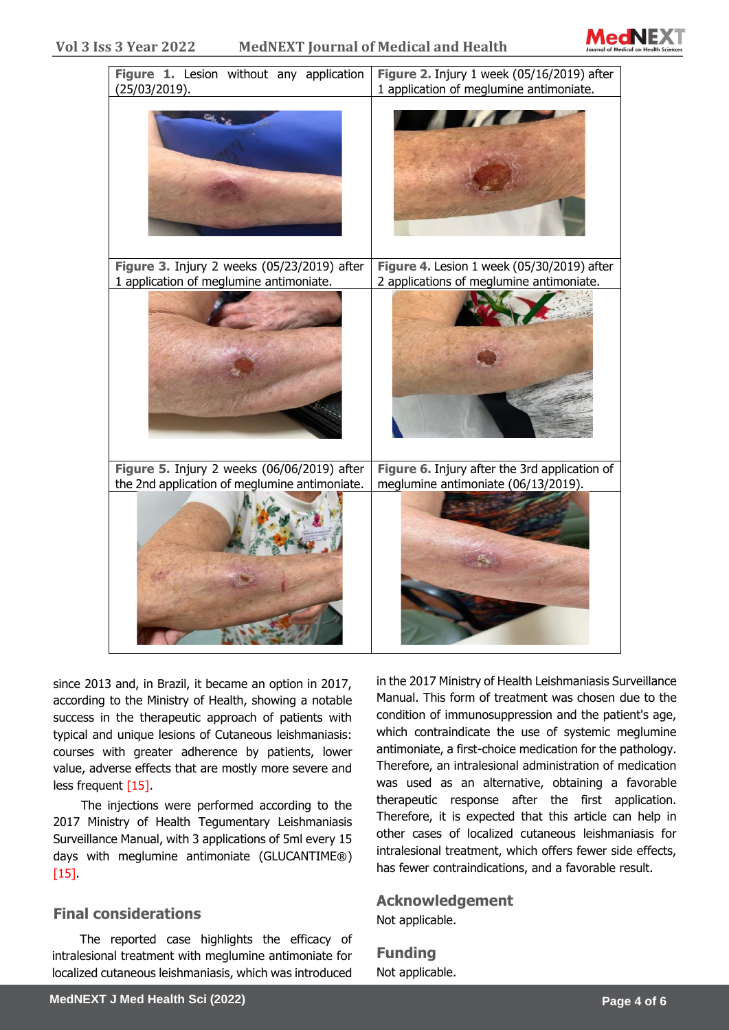| **Figure 1.** Lesion without any application (25/03/2019). | **Figure 2.** Injury 1 week (05/16/2019) after 1 application of meglumine antimoniate. |
| --- | --- |
| **Figure 3.** Injury 2 weeks (05/23/2019) after 1 application of meglumine antimoniate. | **Figure 4.** Lesion 1 week (05/30/2019) after 2 applications of meglumine antimoniate. |
| **Figure 5.** Injury 2 weeks (06/06/2019) after the 2nd application of meglumine antimoniate. | **Figure 6.** Injury after the 3rd application of meglumine antimoniate (06/13/2019). |

since 2013 and, in Brazil, it became an option in 2017, according to the Ministry of Health, showing a notable success in the therapeutic approach of patients with typical and unique lesions of Cutaneous leishmaniasis: courses with greater adherence by patients, lower value, adverse effects that are mostly more severe and less frequent [15].

The injections were performed according to the 2017 Ministry of Health Tegumentary Leishmaniasis Surveillance Manual, with 3 applications of 5ml every 15 days with meglumine antimoniate (GLUCANTIME®) [15].

## Final considerations

The reported case highlights the efficacy of intralesional treatment with meglumine antimoniate for localized cutaneous leishmaniasis, which was introduced in the 2017 Ministry of Health Leishmaniasis Surveillance Manual. This form of treatment was chosen due to the condition of immunosuppression and the patient's age, which contraindicate the use of systemic meglumine antimoniate, a first-choice medication for the pathology. Therefore, an intralesional administration of medication was used as an alternative, obtaining a favorable therapeutic response after the first application. Therefore, it is expected that this article can help in other cases of localized cutaneous leishmaniasis for intralesional treatment, which offers fewer side effects, has fewer contraindications, and a favorable result.

## Acknowledgement

Not applicable.

## Funding

Not applicable.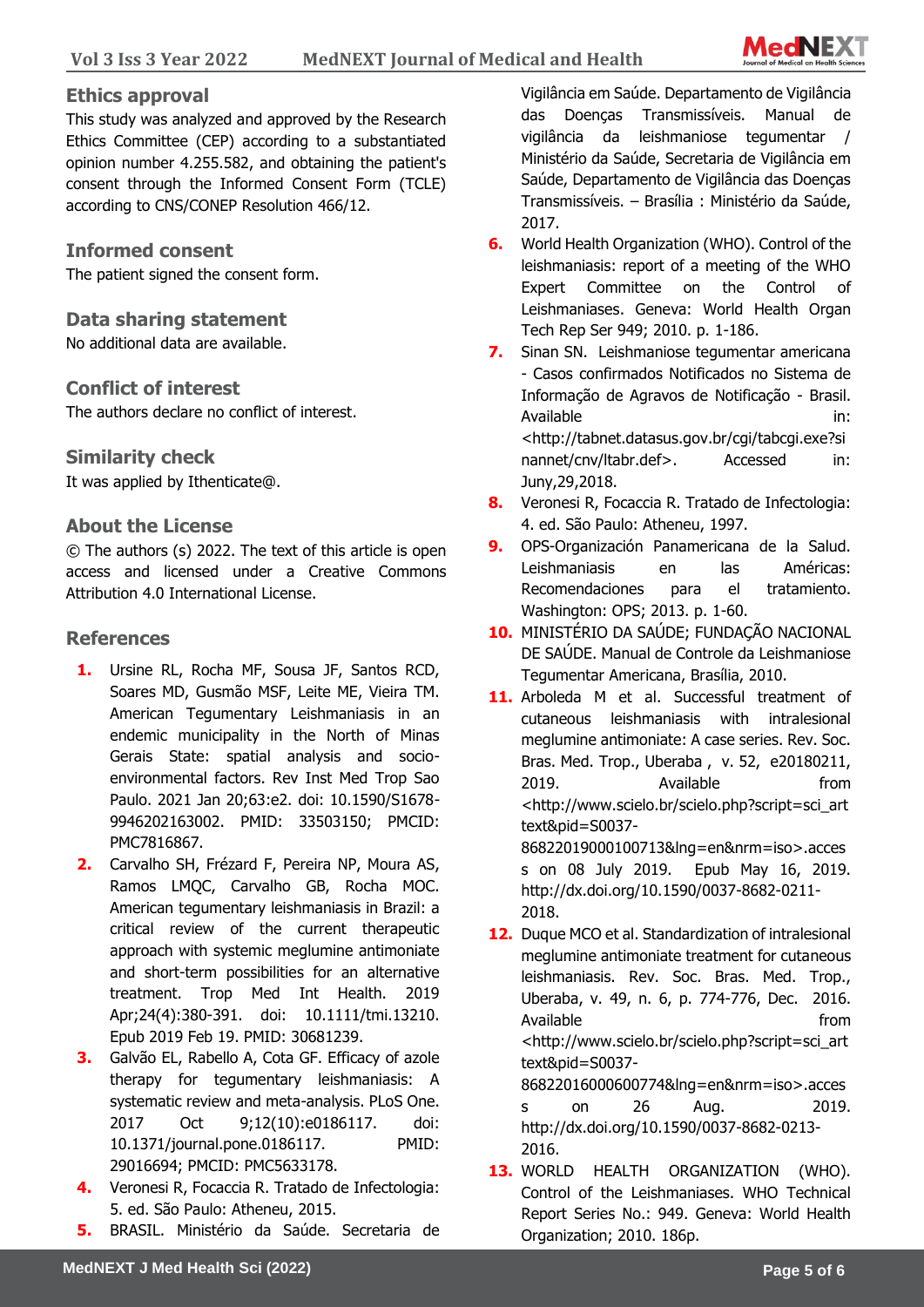## Ethics approval

This study was analyzed and approved by the Research Ethics Committee (CEP) according to a substantiated opinion number 4.255.582, and obtaining the patient's consent through the Informed Consent Form (TCLE) according to CNS/CONEP Resolution 466/12.

## Informed consent

The patient signed the consent form.

## Data sharing statement

No additional data are available.

## Conflict of interest

The authors declare no conflict of interest.

## Similarity check

It was applied by Ithenticate@.

## About the License

© The authors (s) 2022. The text of this article is open access and licensed under a Creative Commons Attribution 4.0 International License.

## References

1. Ursine RL, Rocha MF, Sousa JF, Santos RCD, Soares MD, Gusmão MSF, Leite ME, Vieira TM. American Tegumentary Leishmaniasis in an endemic municipality in the North of Minas Gerais State: spatial analysis and socio-environmental factors. Rev Inst Med Trop Sao Paulo. 2021 Jan 20;63:e2. doi: 10.1590/S1678-9946202163002. PMID: 33503150; PMCID: PMC7816867.
2. Carvalho SH, Frézard F, Pereira NP, Moura AS, Ramos LMQC, Carvalho GB, Rocha MOC. American tegumentary leishmaniasis in Brazil: a critical review of the current therapeutic approach with systemic meglumine antimoniate and short-term possibilities for an alternative treatment. Trop Med Int Health. 2019 Apr;24(4):380-391. doi: 10.1111/tmi.13210. Epub 2019 Feb 19. PMID: 30681239.
3. Galvão EL, Rabello A, Cota GF. Efficacy of azole therapy for tegumentary leishmaniasis: A systematic review and meta-analysis. PLoS One. 2017 Oct 9;12(10):e0186117. doi: 10.1371/journal.pone.0186117. PMID: 29016694; PMCID: PMC5633178.
4. Veronesi R, Focaccia R. Tratado de Infectologia: 5. ed. São Paulo: Atheneu, 2015.
5. BRASIL. Ministério da Saúde. Secretaria de Vigilância em Saúde. Departamento de Vigilância das Doenças Transmissíveis. Manual de vigilância da leishmaniose tegumentar / Ministério da Saúde, Secretaria de Vigilância em Saúde, Departamento de Vigilância das Doenças Transmissíveis. – Brasília : Ministério da Saúde, 2017.
6. World Health Organization (WHO). Control of the leishmaniasis: report of a meeting of the WHO Expert Committee on the Control of Leishmaniases. Geneva: World Health Organ Tech Rep Ser 949; 2010. p. 1-186.
7. Sinan SN. Leishmaniose tegumentar americana - Casos confirmados Notificados no Sistema de Informação de Agravos de Notificação - Brasil. Available in: <http://tabnet.datasus.gov.br/cgi/tabcgi.exe?sinannet/cnv/ltabr.def>. Accessed in: Juny,29,2018.
8. Veronesi R, Focaccia R. Tratado de Infectologia: 4. ed. São Paulo: Atheneu, 1997.
9. OPS-Organización Panamericana de la Salud. Leishmaniasis en las Américas: Recomendaciones para el tratamiento. Washington: OPS; 2013. p. 1-60.
10. MINISTÉRIO DA SAÚDE; FUNDAÇÃO NACIONAL DE SAÚDE. Manual de Controle da Leishmaniose Tegumentar Americana, Brasília, 2010.
11. Arboleda M et al. Successful treatment of cutaneous leishmaniasis with intralesional meglumine antimoniate: A case series. Rev. Soc. Bras. Med. Trop., Uberaba , v. 52, e20180211, 2019. Available from <http://www.scielo.br/scielo.php?script=sci_arttext&pid=S0037-86822019000100713&lng=en&nrm=iso>.access on 08 July 2019. Epub May 16, 2019. http://dx.doi.org/10.1590/0037-8682-0211-2018.
12. Duque MCO et al. Standardization of intralesional meglumine antimoniate treatment for cutaneous leishmaniasis. Rev. Soc. Bras. Med. Trop., Uberaba, v. 49, n. 6, p. 774-776, Dec. 2016. Available from <http://www.scielo.br/scielo.php?script=sci_arttext&pid=S0037-86822016000600774&lng=en&nrm=iso>.access on 26 Aug. 2019. http://dx.doi.org/10.1590/0037-8682-0213-2016.
13. WORLD HEALTH ORGANIZATION (WHO). Control of the Leishmaniases. WHO Technical Report Series No.: 949. Geneva: World Health Organization; 2010. 186p.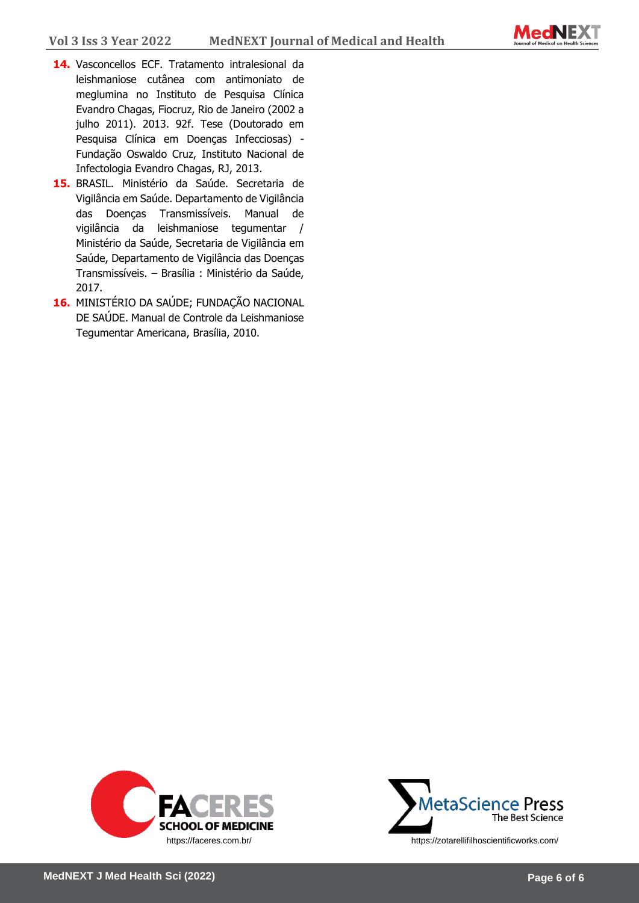14. Vasconcellos ECF. Tratamento intralesional da leishmaniose cutânea com antimoniato de meglumina no Instituto de Pesquisa Clínica Evandro Chagas, Fiocruz, Rio de Janeiro (2002 a julho 2011). 2013. 92f. Tese (Doutorado em Pesquisa Clínica em Doenças Infecciosas) - Fundação Oswaldo Cruz, Instituto Nacional de Infectologia Evandro Chagas, RJ, 2013.
15. BRASIL. Ministério da Saúde. Secretaria de Vigilância em Saúde. Departamento de Vigilância das Doenças Transmissíveis. Manual de vigilância da leishmaniose tegumentar / Ministério da Saúde, Secretaria de Vigilância em Saúde, Departamento de Vigilância das Doenças Transmissíveis. – Brasília : Ministério da Saúde, 2017.
16. MINISTÉRIO DA SAÚDE; FUNDAÇÃO NACIONAL DE SAÚDE. Manual de Controle da Leishmaniose Tegumentar Americana, Brasília, 2010.

FACERES SCHOOL OF MEDICINE
https://faceres.com.br/

MetaScience Press The Best Science
https://zotarellifilhoscientificworks.com/